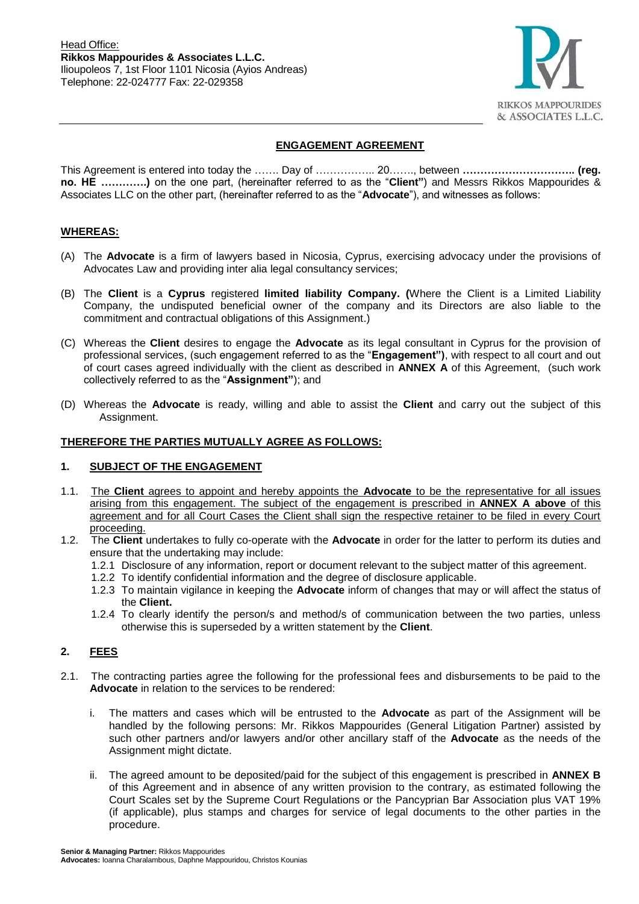Head Office:
**Rikkos Mappourides & Associates L.L.C.**
Ilioupoleos 7, 1st Floor 1101 Nicosia (Ayios Andreas)
Telephone: 22-024777 Fax: 22-029358

RIKKOS MAPPOURIDES & ASSOCIATES L.L.C.

## ENGAGEMENT AGREEMENT

This Agreement is entered into today the ……. Day of …………….. 20……., between **………………………….. (reg. no. HE ………….)** on the one part, (hereinafter referred to as the "**Client"**) and Messrs Rikkos Mappourides & Associates LLC on the other part, (hereinafter referred to as the "**Advocate**"), and witnesses as follows:

### WHEREAS:

(A) The **Advocate** is a firm of lawyers based in Nicosia, Cyprus, exercising advocacy under the provisions of Advocates Law and providing inter alia legal consultancy services;

(B) The **Client** is a **Cyprus** registered **limited liability Company. (**Where the Client is a Limited Liability Company, the undisputed beneficial owner of the company and its Directors are also liable to the commitment and contractual obligations of this Assignment.)

(C) Whereas the **Client** desires to engage the **Advocate** as its legal consultant in Cyprus for the provision of professional services, (such engagement referred to as the "**Engagement")**, with respect to all court and out of court cases agreed individually with the client as described in **ANNEX A** of this Agreement, (such work collectively referred to as the "**Assignment"**); and

(D) Whereas the **Advocate** is ready, willing and able to assist the **Client** and carry out the subject of this Assignment.

### THEREFORE THE PARTIES MUTUALLY AGREE AS FOLLOWS:

### 1. SUBJECT OF THE ENGAGEMENT

1.1. The **Client** agrees to appoint and hereby appoints the **Advocate** to be the representative for all issues arising from this engagement. The subject of the engagement is prescribed in **ANNEX A above** of this agreement and for all Court Cases the Client shall sign the respective retainer to be filed in every Court proceeding.

1.2. The **Client** undertakes to fully co-operate with the **Advocate** in order for the latter to perform its duties and ensure that the undertaking may include:

- 1.2.1 Disclosure of any information, report or document relevant to the subject matter of this agreement.
- 1.2.2 To identify confidential information and the degree of disclosure applicable.
- 1.2.3 To maintain vigilance in keeping the **Advocate** inform of changes that may or will affect the status of the **Client.**
- 1.2.4 To clearly identify the person/s and method/s of communication between the two parties, unless otherwise this is superseded by a written statement by the **Client**.

### 2. FEES

2.1. The contracting parties agree the following for the professional fees and disbursements to be paid to the **Advocate** in relation to the services to be rendered:

i. The matters and cases which will be entrusted to the **Advocate** as part of the Assignment will be handled by the following persons: Mr. Rikkos Mappourides (General Litigation Partner) assisted by such other partners and/or lawyers and/or other ancillary staff of the **Advocate** as the needs of the Assignment might dictate.

ii. The agreed amount to be deposited/paid for the subject of this engagement is prescribed in **ANNEX B** of this Agreement and in absence of any written provision to the contrary, as estimated following the Court Scales set by the Supreme Court Regulations or the Pancyprian Bar Association plus VAT 19% (if applicable), plus stamps and charges for service of legal documents to the other parties in the procedure.

**Senior & Managing Partner:** Rikkos Mappourides
**Advocates:** Ioanna Charalambous, Daphne Mappouridou, Christos Kounias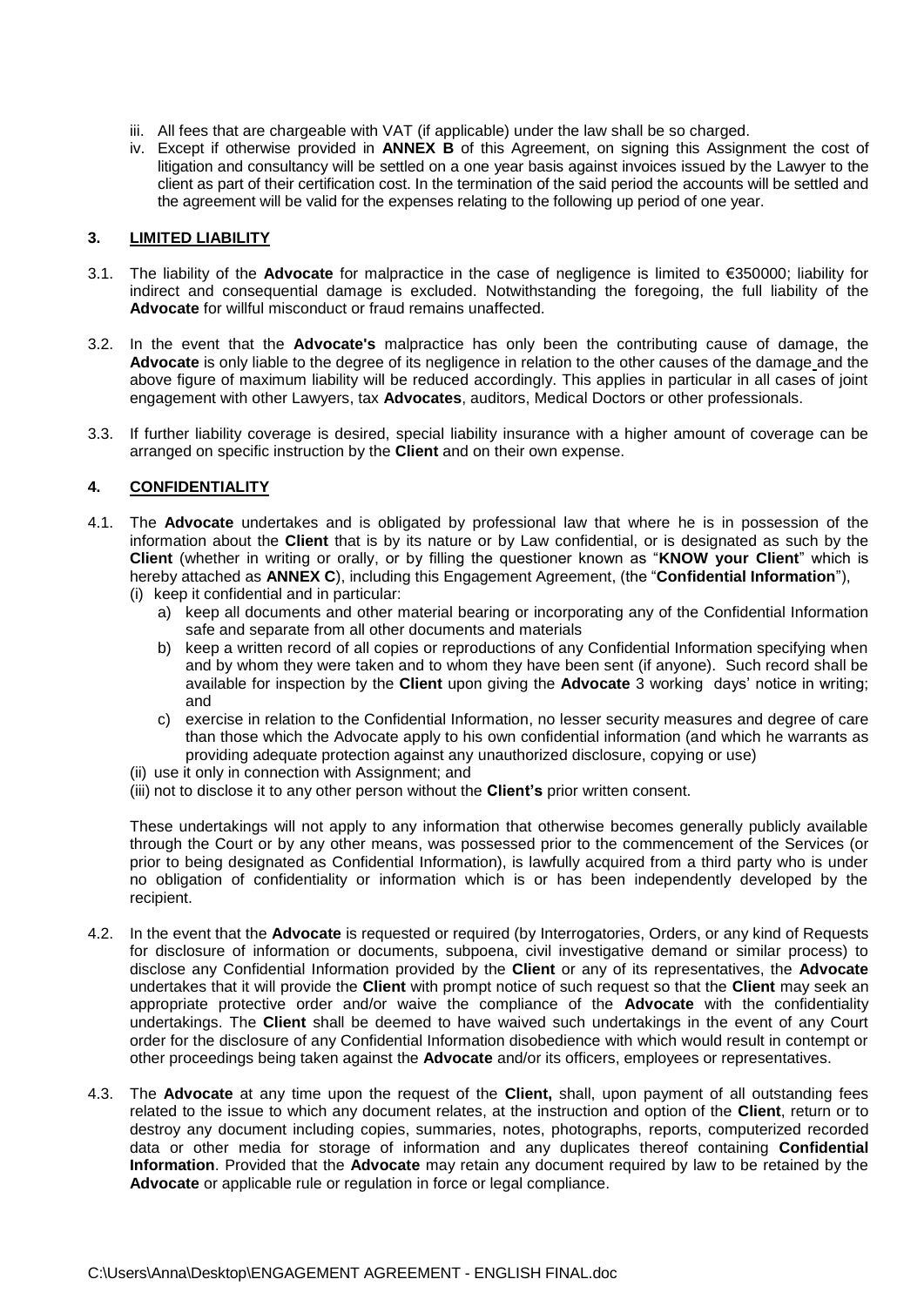iii. All fees that are chargeable with VAT (if applicable) under the law shall be so charged.

iv. Except if otherwise provided in **ANNEX B** of this Agreement, on signing this Assignment the cost of litigation and consultancy will be settled on a one year basis against invoices issued by the Lawyer to the client as part of their certification cost. In the termination of the said period the accounts will be settled and the agreement will be valid for the expenses relating to the following up period of one year.

## 3. LIMITED LIABILITY

3.1. The liability of the **Advocate** for malpractice in the case of negligence is limited to €350000; liability for indirect and consequential damage is excluded. Notwithstanding the foregoing, the full liability of the **Advocate** for willful misconduct or fraud remains unaffected.

3.2. In the event that the **Advocate's** malpractice has only been the contributing cause of damage, the **Advocate** is only liable to the degree of its negligence in relation to the other causes of the damage and the above figure of maximum liability will be reduced accordingly. This applies in particular in all cases of joint engagement with other Lawyers, tax **Advocates**, auditors, Medical Doctors or other professionals.

3.3. If further liability coverage is desired, special liability insurance with a higher amount of coverage can be arranged on specific instruction by the **Client** and on their own expense.

## 4. CONFIDENTIALITY

4.1. The **Advocate** undertakes and is obligated by professional law that where he is in possession of the information about the **Client** that is by its nature or by Law confidential, or is designated as such by the **Client** (whether in writing or orally, or by filling the questioner known as "**KNOW your Client**" which is hereby attached as **ANNEX C**), including this Engagement Agreement, (the "**Confidential Information**"),

(i) keep it confidential and in particular:

a) keep all documents and other material bearing or incorporating any of the Confidential Information safe and separate from all other documents and materials

b) keep a written record of all copies or reproductions of any Confidential Information specifying when and by whom they were taken and to whom they have been sent (if anyone). Such record shall be available for inspection by the **Client** upon giving the **Advocate** 3 working days' notice in writing; and

c) exercise in relation to the Confidential Information, no lesser security measures and degree of care than those which the Advocate apply to his own confidential information (and which he warrants as providing adequate protection against any unauthorized disclosure, copying or use)

(ii) use it only in connection with Assignment; and

(iii) not to disclose it to any other person without the **Client's** prior written consent.

These undertakings will not apply to any information that otherwise becomes generally publicly available through the Court or by any other means, was possessed prior to the commencement of the Services (or prior to being designated as Confidential Information), is lawfully acquired from a third party who is under no obligation of confidentiality or information which is or has been independently developed by the recipient.

4.2. In the event that the **Advocate** is requested or required (by Interrogatories, Orders, or any kind of Requests for disclosure of information or documents, subpoena, civil investigative demand or similar process) to disclose any Confidential Information provided by the **Client** or any of its representatives, the **Advocate** undertakes that it will provide the **Client** with prompt notice of such request so that the **Client** may seek an appropriate protective order and/or waive the compliance of the **Advocate** with the confidentiality undertakings. The **Client** shall be deemed to have waived such undertakings in the event of any Court order for the disclosure of any Confidential Information disobedience with which would result in contempt or other proceedings being taken against the **Advocate** and/or its officers, employees or representatives.

4.3. The **Advocate** at any time upon the request of the **Client,** shall, upon payment of all outstanding fees related to the issue to which any document relates, at the instruction and option of the **Client**, return or to destroy any document including copies, summaries, notes, photographs, reports, computerized recorded data or other media for storage of information and any duplicates thereof containing **Confidential Information**. Provided that the **Advocate** may retain any document required by law to be retained by the **Advocate** or applicable rule or regulation in force or legal compliance.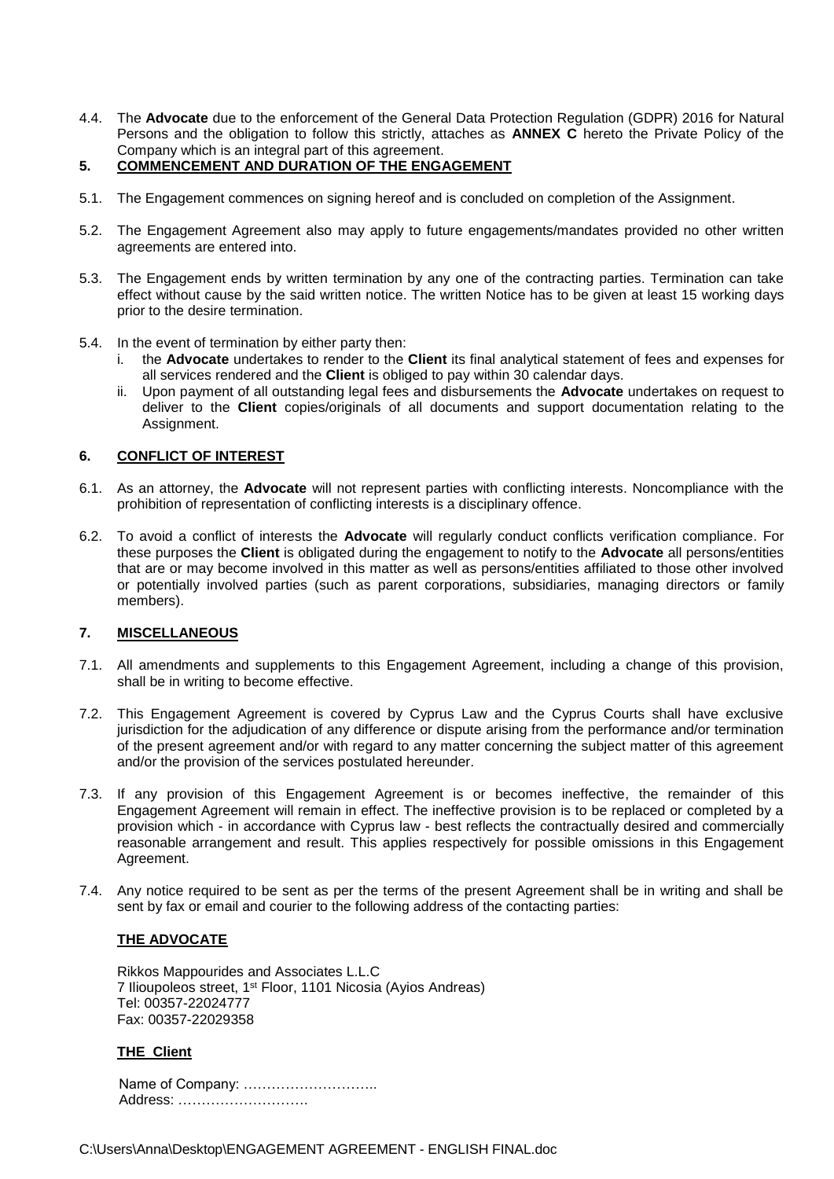4.4. The **Advocate** due to the enforcement of the General Data Protection Regulation (GDPR) 2016 for Natural Persons and the obligation to follow this strictly, attaches as **ANNEX C** hereto the Private Policy of the Company which is an integral part of this agreement.

## 5. COMMENCEMENT AND DURATION OF THE ENGAGEMENT

5.1. The Engagement commences on signing hereof and is concluded on completion of the Assignment.

5.2. The Engagement Agreement also may apply to future engagements/mandates provided no other written agreements are entered into.

5.3. The Engagement ends by written termination by any one of the contracting parties. Termination can take effect without cause by the said written notice. The written Notice has to be given at least 15 working days prior to the desire termination.

5.4. In the event of termination by either party then:

i. the **Advocate** undertakes to render to the **Client** its final analytical statement of fees and expenses for all services rendered and the **Client** is obliged to pay within 30 calendar days.

ii. Upon payment of all outstanding legal fees and disbursements the **Advocate** undertakes on request to deliver to the **Client** copies/originals of all documents and support documentation relating to the Assignment.

## 6. CONFLICT OF INTEREST

6.1. As an attorney, the **Advocate** will not represent parties with conflicting interests. Noncompliance with the prohibition of representation of conflicting interests is a disciplinary offence.

6.2. To avoid a conflict of interests the **Advocate** will regularly conduct conflicts verification compliance. For these purposes the **Client** is obligated during the engagement to notify to the **Advocate** all persons/entities that are or may become involved in this matter as well as persons/entities affiliated to those other involved or potentially involved parties (such as parent corporations, subsidiaries, managing directors or family members).

## 7. MISCELLANEOUS

7.1. All amendments and supplements to this Engagement Agreement, including a change of this provision, shall be in writing to become effective.

7.2. This Engagement Agreement is covered by Cyprus Law and the Cyprus Courts shall have exclusive jurisdiction for the adjudication of any difference or dispute arising from the performance and/or termination of the present agreement and/or with regard to any matter concerning the subject matter of this agreement and/or the provision of the services postulated hereunder.

7.3. If any provision of this Engagement Agreement is or becomes ineffective, the remainder of this Engagement Agreement will remain in effect. The ineffective provision is to be replaced or completed by a provision which - in accordance with Cyprus law - best reflects the contractually desired and commercially reasonable arrangement and result. This applies respectively for possible omissions in this Engagement Agreement.

7.4. Any notice required to be sent as per the terms of the present Agreement shall be in writing and shall be sent by fax or email and courier to the following address of the contacting parties:

**THE ADVOCATE**

Rikkos Mappourides and Associates L.L.C
7 Ilioupoleos street, 1st Floor, 1101 Nicosia (Ayios Andreas)
Tel: 00357-22024777
Fax: 00357-22029358

**THE Client**

Name of Company: ………………………..
Address: ……………………….

C:\Users\Anna\Desktop\ENGAGEMENT AGREEMENT - ENGLISH FINAL.doc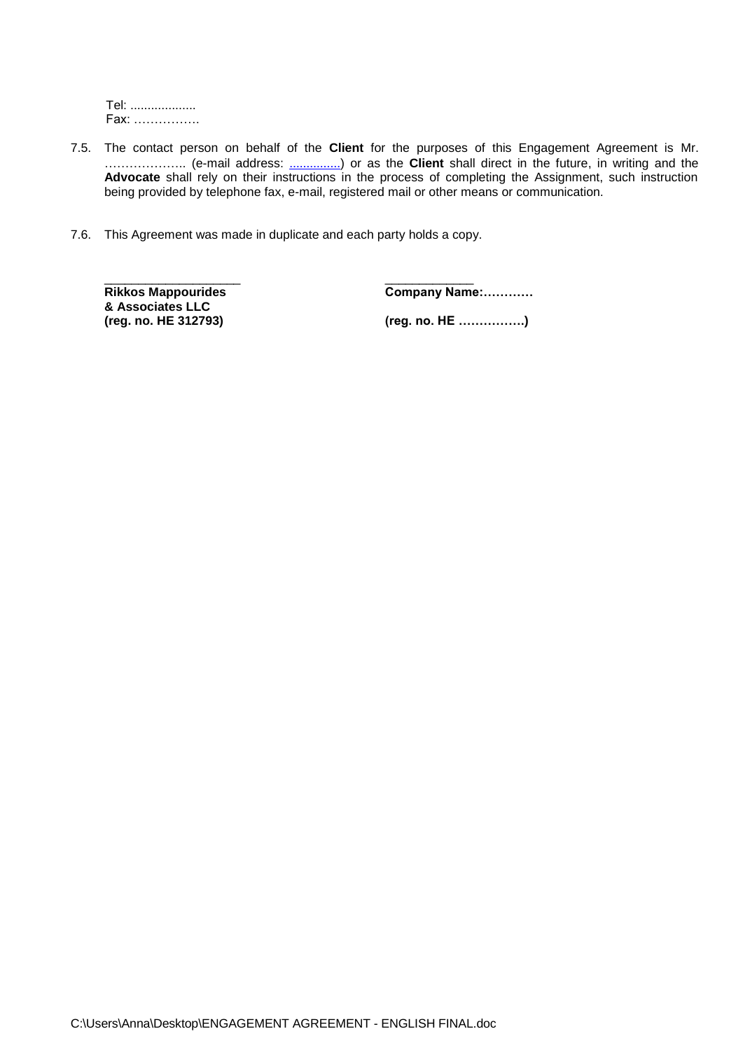Tel: ...................
Fax: …………….

7.5. The contact person on behalf of the **Client** for the purposes of this Engagement Agreement is Mr. ……………….. (e-mail address: ..............) or as the **Client** shall direct in the future, in writing and the **Advocate** shall rely on their instructions in the process of completing the Assignment, such instruction being provided by telephone fax, e-mail, registered mail or other means or communication.

7.6. This Agreement was made in duplicate and each party holds a copy.

| | |
|---|---|
| ____________________ | _____________ |
| **Rikkos Mappourides & Associates LLC** | **Company Name:…………** |
| **(reg. no. HE 312793)** | **(reg. no. HE …………….)** |

C:\Users\Anna\Desktop\ENGAGEMENT AGREEMENT - ENGLISH FINAL.doc